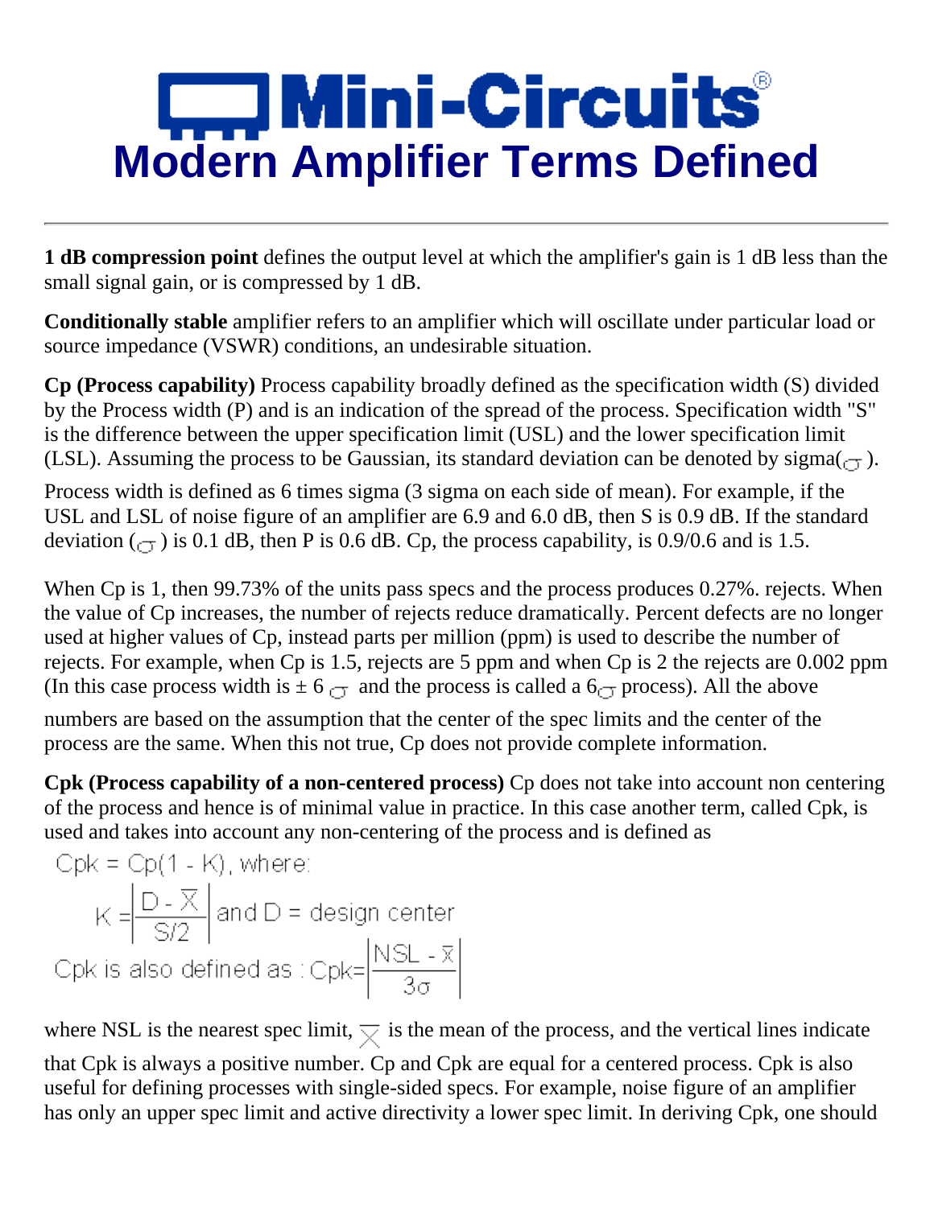# Mini-Circuits

# Modern Amplifier Terms Defined

---

**1 dB compression point** defines the output level at which the amplifier's gain is 1 dB less than the small signal gain, or is compressed by 1 dB.

**Conditionally stable** amplifier refers to an amplifier which will oscillate under particular load or source impedance (VSWR) conditions, an undesirable situation.

**Cp (Process capability)** Process capability broadly defined as the specification width (S) divided by the Process width (P) and is an indication of the spread of the process. Specification width "S" is the difference between the upper specification limit (USL) and the lower specification limit (LSL). Assuming the process to be Gaussian, its standard deviation can be denoted by sigma($\sigma$).

Process width is defined as 6 times sigma (3 sigma on each side of mean). For example, if the USL and LSL of noise figure of an amplifier are 6.9 and 6.0 dB, then S is 0.9 dB. If the standard deviation ($\sigma$) is 0.1 dB, then P is 0.6 dB. Cp, the process capability, is 0.9/0.6 and is 1.5.

When Cp is 1, then 99.73% of the units pass specs and the process produces 0.27%. rejects. When the value of Cp increases, the number of rejects reduce dramatically. Percent defects are no longer used at higher values of Cp, instead parts per million (ppm) is used to describe the number of rejects. For example, when Cp is 1.5, rejects are 5 ppm and when Cp is 2 the rejects are 0.002 ppm (In this case process width is $\pm 6\sigma$ and the process is called a $6\sigma$ process). All the above numbers are based on the assumption that the center of the spec limits and the center of the process are the same. When this not true, Cp does not provide complete information.

**Cpk (Process capability of a non-centered process)** Cp does not take into account non centering of the process and hence is of minimal value in practice. In this case another term, called Cpk, is used and takes into account any non-centering of the process and is defined as

$$Cpk = Cp(1 - K), \text{ where:}$$

$$K = \left| \frac{D - \overline{X}}{S/2} \right| \text{ and } D = \text{design center}$$

$$\text{Cpk is also defined as : } Cpk = \left| \frac{NSL - \overline{x}}{3\sigma} \right|$$

where NSL is the nearest spec limit, $\overline{X}$ is the mean of the process, and the vertical lines indicate that Cpk is always a positive number. Cp and Cpk are equal for a centered process. Cpk is also useful for defining processes with single-sided specs. For example, noise figure of an amplifier has only an upper spec limit and active directivity a lower spec limit. In deriving Cpk, one should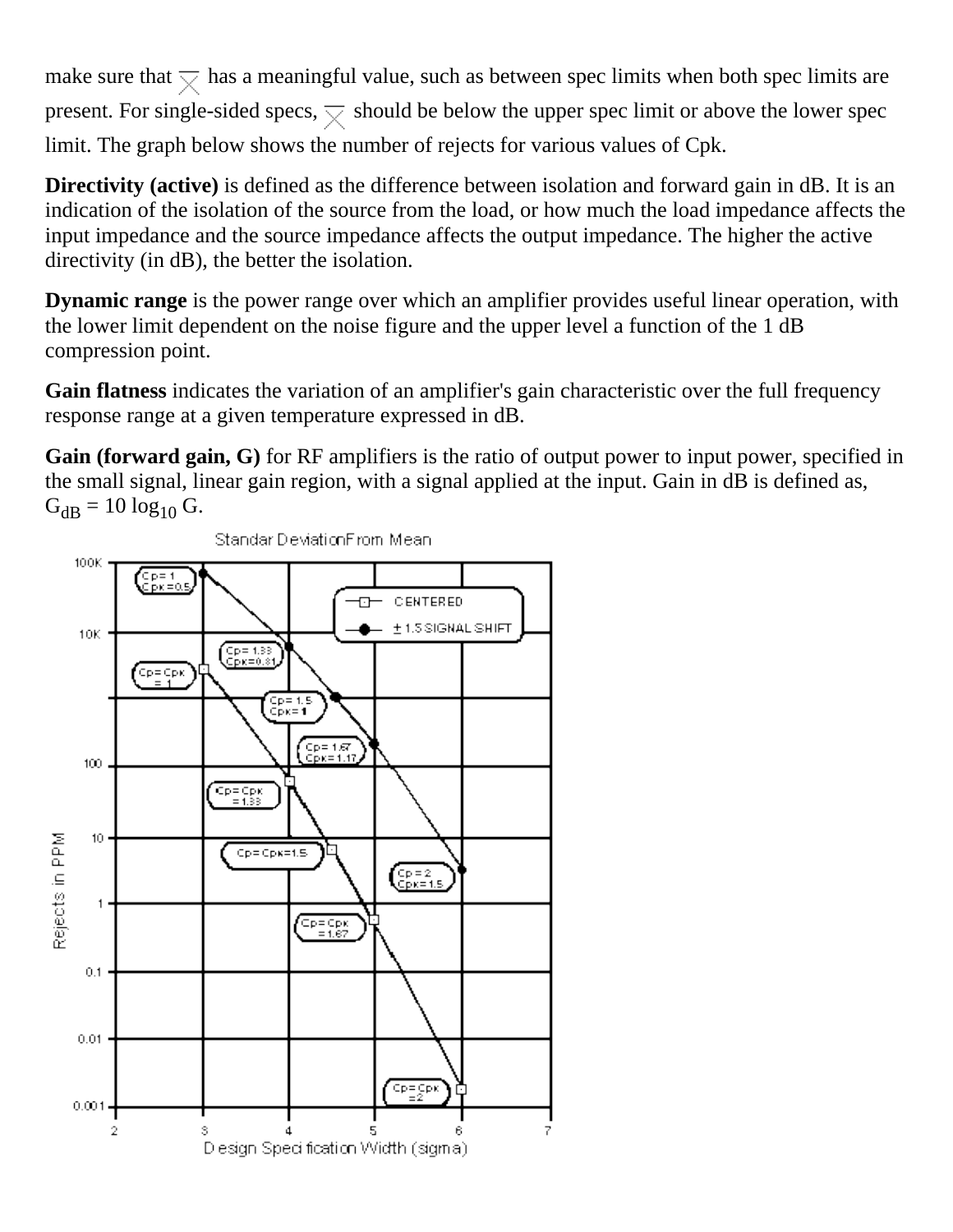make sure that $\bar{X}$ has a meaningful value, such as between spec limits when both spec limits are present. For single-sided specs, $\bar{X}$ should be below the upper spec limit or above the lower spec limit. The graph below shows the number of rejects for various values of Cpk.

**Directivity (active)** is defined as the difference between isolation and forward gain in dB. It is an indication of the isolation of the source from the load, or how much the load impedance affects the input impedance and the source impedance affects the output impedance. The higher the active directivity (in dB), the better the isolation.

**Dynamic range** is the power range over which an amplifier provides useful linear operation, with the lower limit dependent on the noise figure and the upper level a function of the 1 dB compression point.

**Gain flatness** indicates the variation of an amplifier's gain characteristic over the full frequency response range at a given temperature expressed in dB.

**Gain (forward gain, G)** for RF amplifiers is the ratio of output power to input power, specified in the small signal, linear gain region, with a signal applied at the input. Gain in dB is defined as, $G_{dB} = 10 \log_{10} G$.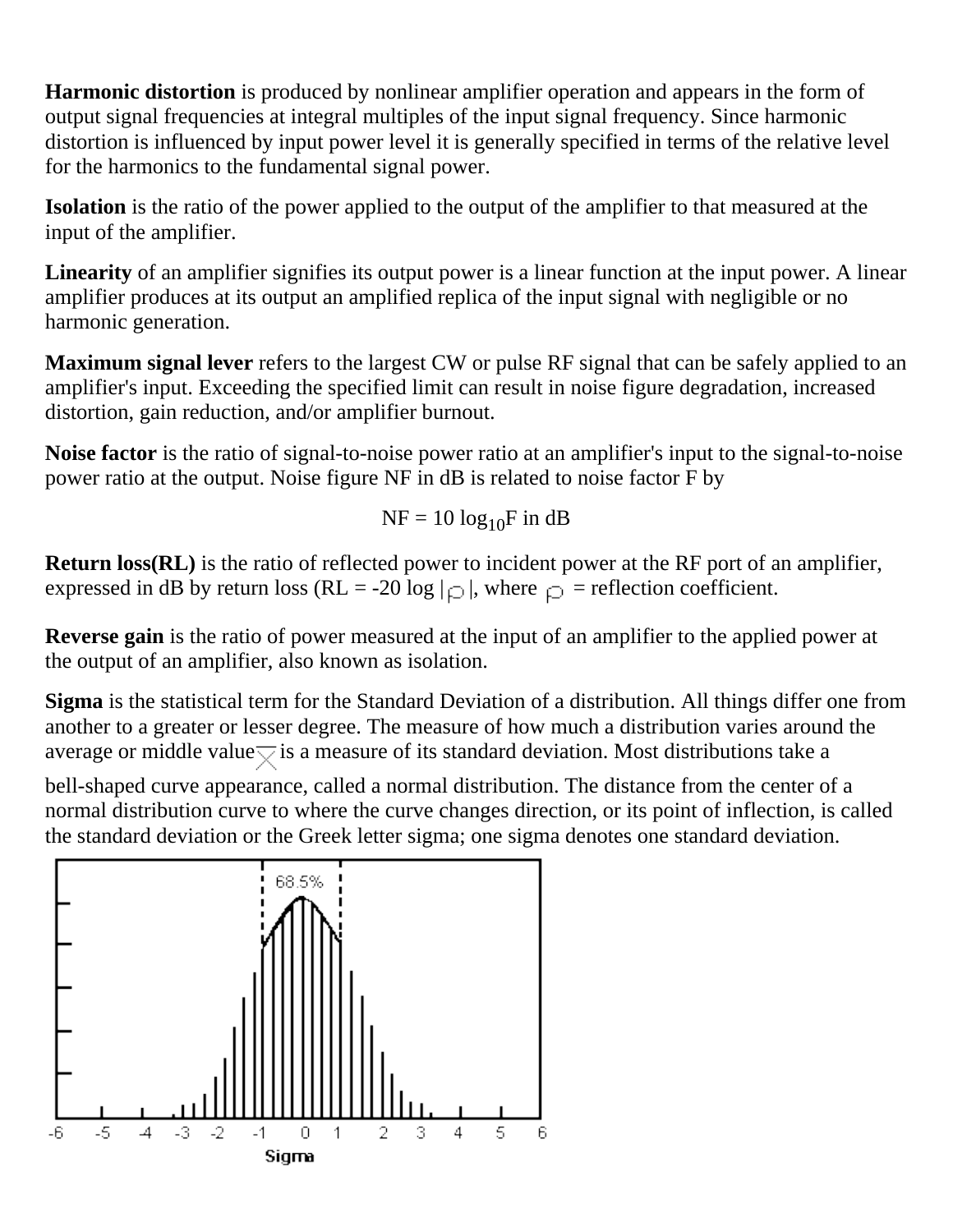**Harmonic distortion** is produced by nonlinear amplifier operation and appears in the form of output signal frequencies at integral multiples of the input signal frequency. Since harmonic distortion is influenced by input power level it is generally specified in terms of the relative level for the harmonics to the fundamental signal power.

**Isolation** is the ratio of the power applied to the output of the amplifier to that measured at the input of the amplifier.

**Linearity** of an amplifier signifies its output power is a linear function at the input power. A linear amplifier produces at its output an amplified replica of the input signal with negligible or no harmonic generation.

**Maximum signal lever** refers to the largest CW or pulse RF signal that can be safely applied to an amplifier's input. Exceeding the specified limit can result in noise figure degradation, increased distortion, gain reduction, and/or amplifier burnout.

**Noise factor** is the ratio of signal-to-noise power ratio at an amplifier's input to the signal-to-noise power ratio at the output. Noise figure NF in dB is related to noise factor F by

$$NF = 10 \log_{10} F \text{ in dB}$$

**Return loss(RL)** is the ratio of reflected power to incident power at the RF port of an amplifier, expressed in dB by return loss ($RL = -20 \log |\rho|$, where $\rho$ = reflection coefficient.

**Reverse gain** is the ratio of power measured at the input of an amplifier to the applied power at the output of an amplifier, also known as isolation.

**Sigma** is the statistical term for the Standard Deviation of a distribution. All things differ one from another to a greater or lesser degree. The measure of how much a distribution varies around the average or middle value $\bar{X}$ is a measure of its standard deviation. Most distributions take a bell-shaped curve appearance, called a normal distribution. The distance from the center of a normal distribution curve to where the curve changes direction, or its point of inflection, is called the standard deviation or the Greek letter sigma; one sigma denotes one standard deviation.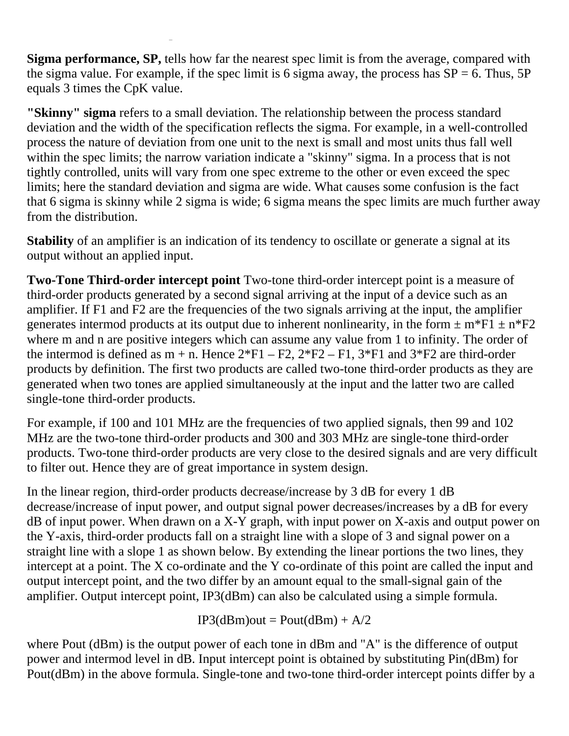**Sigma performance, SP,** tells how far the nearest spec limit is from the average, compared with the sigma value. For example, if the spec limit is 6 sigma away, the process has SP = 6. Thus, 5P equals 3 times the CpK value.

**"Skinny" sigma** refers to a small deviation. The relationship between the process standard deviation and the width of the specification reflects the sigma. For example, in a well-controlled process the nature of deviation from one unit to the next is small and most units thus fall well within the spec limits; the narrow variation indicate a "skinny" sigma. In a process that is not tightly controlled, units will vary from one spec extreme to the other or even exceed the spec limits; here the standard deviation and sigma are wide. What causes some confusion is the fact that 6 sigma is skinny while 2 sigma is wide; 6 sigma means the spec limits are much further away from the distribution.

**Stability** of an amplifier is an indication of its tendency to oscillate or generate a signal at its output without an applied input.

**Two-Tone Third-order intercept point** Two-tone third-order intercept point is a measure of third-order products generated by a second signal arriving at the input of a device such as an amplifier. If F1 and F2 are the frequencies of the two signals arriving at the input, the amplifier generates intermod products at its output due to inherent nonlinearity, in the form ± m*F1 ± n*F2 where m and n are positive integers which can assume any value from 1 to infinity. The order of the intermod is defined as m + n. Hence 2*F1 – F2, 2*F2 – F1, 3*F1 and 3*F2 are third-order products by definition. The first two products are called two-tone third-order products as they are generated when two tones are applied simultaneously at the input and the latter two are called single-tone third-order products.

For example, if 100 and 101 MHz are the frequencies of two applied signals, then 99 and 102 MHz are the two-tone third-order products and 300 and 303 MHz are single-tone third-order products. Two-tone third-order products are very close to the desired signals and are very difficult to filter out. Hence they are of great importance in system design.

In the linear region, third-order products decrease/increase by 3 dB for every 1 dB decrease/increase of input power, and output signal power decreases/increases by a dB for every dB of input power. When drawn on a X-Y graph, with input power on X-axis and output power on the Y-axis, third-order products fall on a straight line with a slope of 3 and signal power on a straight line with a slope 1 as shown below. By extending the linear portions the two lines, they intercept at a point. The X co-ordinate and the Y co-ordinate of this point are called the input and output intercept point, and the two differ by an amount equal to the small-signal gain of the amplifier. Output intercept point, IP3(dBm) can also be calculated using a simple formula.

$$IP3(dBm)_{out} = P_{out}(dBm) + A/2$$

where Pout (dBm) is the output power of each tone in dBm and "A" is the difference of output power and intermod level in dB. Input intercept point is obtained by substituting Pin(dBm) for Pout(dBm) in the above formula. Single-tone and two-tone third-order intercept points differ by a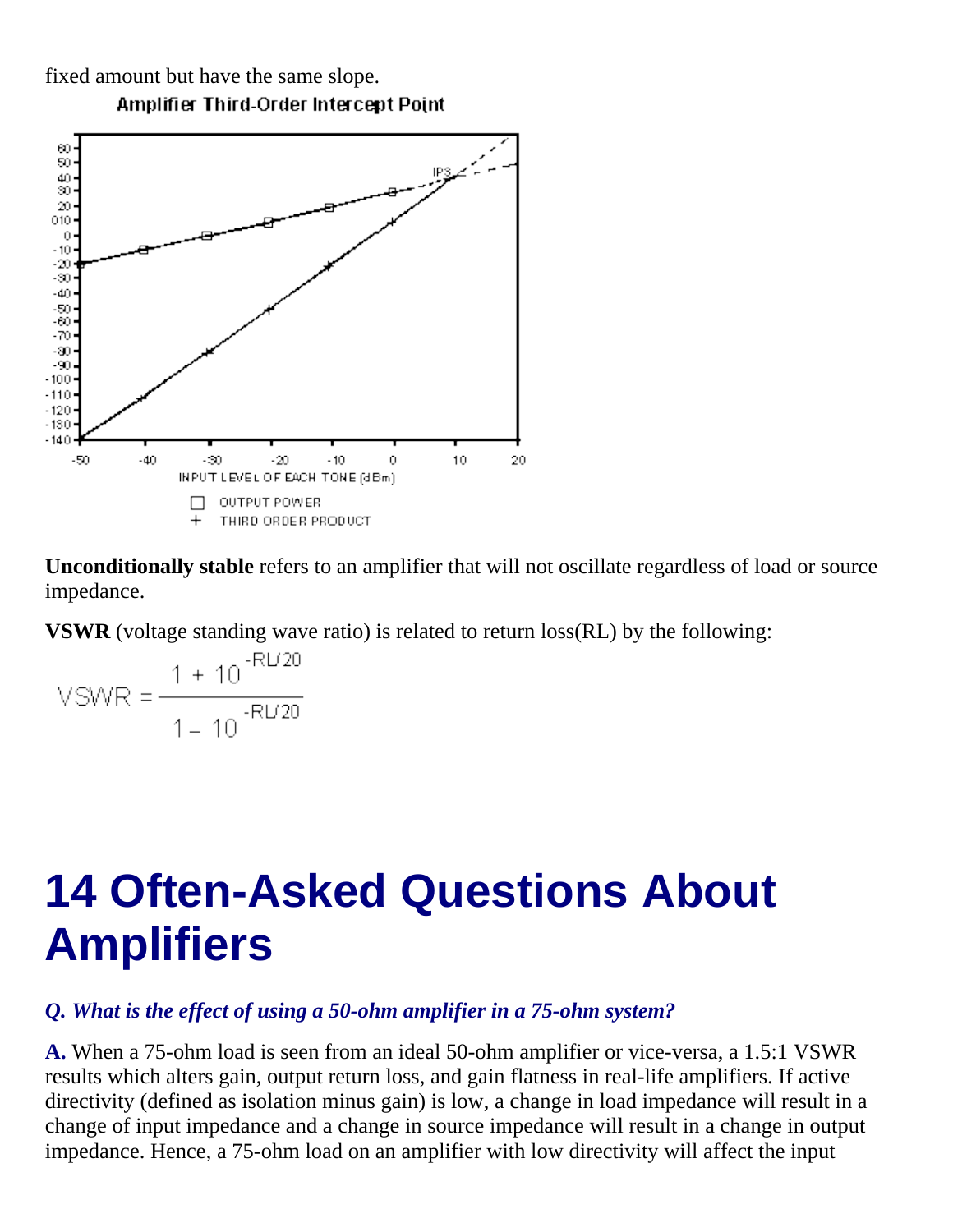fixed amount but have the same slope.

Amplifier Third-Order Intercept Point

**Unconditionally stable** refers to an amplifier that will not oscillate regardless of load or source impedance.

**VSWR** (voltage standing wave ratio) is related to return loss(RL) by the following:

$$VSWR = \frac{1 + 10^{-RL/20}}{1 - 10^{-RL/20}}$$

# 14 Often-Asked Questions About Amplifiers

***Q. What is the effect of using a 50-ohm amplifier in a 75-ohm system?***

**A.** When a 75-ohm load is seen from an ideal 50-ohm amplifier or vice-versa, a 1.5:1 VSWR results which alters gain, output return loss, and gain flatness in real-life amplifiers. If active directivity (defined as isolation minus gain) is low, a change in load impedance will result in a change of input impedance and a change in source impedance will result in a change in output impedance. Hence, a 75-ohm load on an amplifier with low directivity will affect the input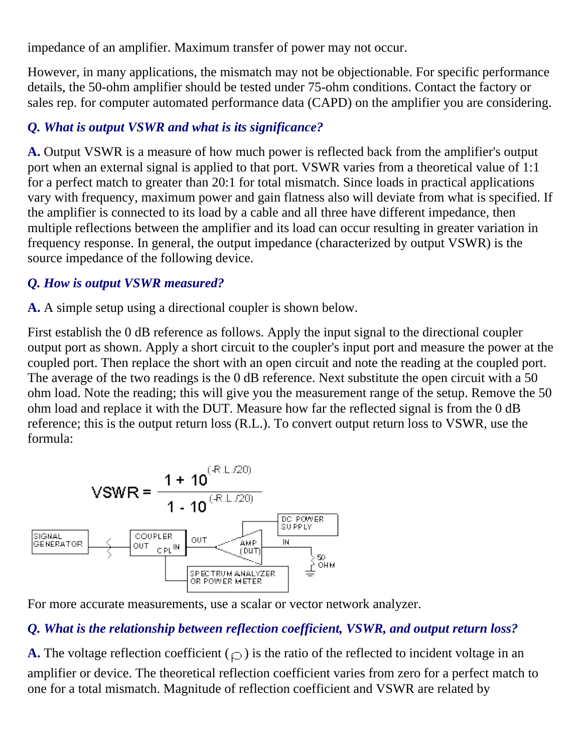impedance of an amplifier. Maximum transfer of power may not occur.

However, in many applications, the mismatch may not be objectionable. For specific performance details, the 50-ohm amplifier should be tested under 75-ohm conditions. Contact the factory or sales rep. for computer automated performance data (CAPD) on the amplifier you are considering.

***Q. What is output VSWR and what is its significance?***

**A.** Output VSWR is a measure of how much power is reflected back from the amplifier's output port when an external signal is applied to that port. VSWR varies from a theoretical value of 1:1 for a perfect match to greater than 20:1 for total mismatch. Since loads in practical applications vary with frequency, maximum power and gain flatness also will deviate from what is specified. If the amplifier is connected to its load by a cable and all three have different impedance, then multiple reflections between the amplifier and its load can occur resulting in greater variation in frequency response. In general, the output impedance (characterized by output VSWR) is the source impedance of the following device.

***Q. How is output VSWR measured?***

**A.** A simple setup using a directional coupler is shown below.

First establish the 0 dB reference as follows. Apply the input signal to the directional coupler output port as shown. Apply a short circuit to the coupler's input port and measure the power at the coupled port. Then replace the short with an open circuit and note the reading at the coupled port. The average of the two readings is the 0 dB reference. Next substitute the open circuit with a 50 ohm load. Note the reading; this will give you the measurement range of the setup. Remove the 50 ohm load and replace it with the DUT. Measure how far the reflected signal is from the 0 dB reference; this is the output return loss (R.L.). To convert output return loss to VSWR, use the formula:

$$VSWR = \frac{1 + 10^{(-R.L./20)}}{1 - 10^{(-R.L./20)}}$$

SIGNAL GENERATOR — COUPLER (OUT, CPL, IN) — OUT — AMP (DUT) — IN — 50 OHM; DC POWER SUPPLY; SPECTRUM ANALYZER OR POWER METER

For more accurate measurements, use a scalar or vector network analyzer.

***Q. What is the relationship between reflection coefficient, VSWR, and output return loss?***

**A.** The voltage reflection coefficient ($\rho$) is the ratio of the reflected to incident voltage in an amplifier or device. The theoretical reflection coefficient varies from zero for a perfect match to one for a total mismatch. Magnitude of reflection coefficient and VSWR are related by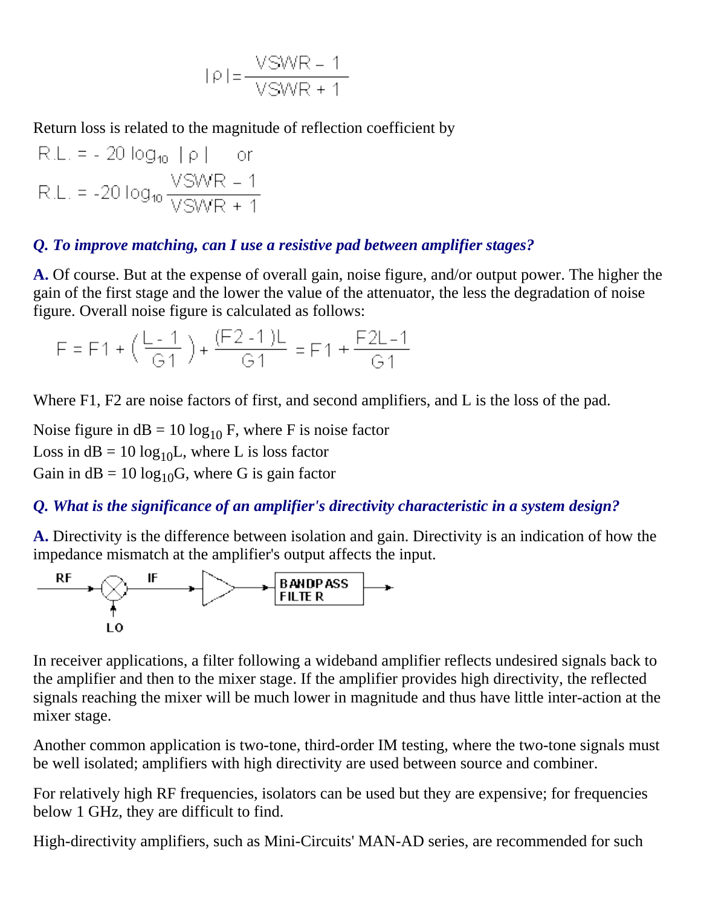$$|\rho| = \frac{VSWR - 1}{VSWR + 1}$$

Return loss is related to the magnitude of reflection coefficient by

$$R.L. = -20 \log_{10} |\rho| \quad \text{or}$$

$$R.L. = -20 \log_{10} \frac{VSWR - 1}{VSWR + 1}$$

***Q. To improve matching, can I use a resistive pad between amplifier stages?***

**A.** Of course. But at the expense of overall gain, noise figure, and/or output power. The higher the gain of the first stage and the lower the value of the attenuator, the less the degradation of noise figure. Overall noise figure is calculated as follows:

$$F = F1 + \left(\frac{L-1}{G1}\right) + \frac{(F2-1)L}{G1} = F1 + \frac{F2L-1}{G1}$$

Where F1, F2 are noise factors of first, and second amplifiers, and L is the loss of the pad.

Noise figure in dB = $10 \log_{10} F$, where F is noise factor
Loss in dB = $10 \log_{10} L$, where L is loss factor
Gain in dB = $10 \log_{10} G$, where G is gain factor

***Q. What is the significance of an amplifier's directivity characteristic in a system design?***

**A.** Directivity is the difference between isolation and gain. Directivity is an indication of how the impedance mismatch at the amplifier's output affects the input.

In receiver applications, a filter following a wideband amplifier reflects undesired signals back to the amplifier and then to the mixer stage. If the amplifier provides high directivity, the reflected signals reaching the mixer will be much lower in magnitude and thus have little inter-action at the mixer stage.

Another common application is two-tone, third-order IM testing, where the two-tone signals must be well isolated; amplifiers with high directivity are used between source and combiner.

For relatively high RF frequencies, isolators can be used but they are expensive; for frequencies below 1 GHz, they are difficult to find.

High-directivity amplifiers, such as Mini-Circuits' MAN-AD series, are recommended for such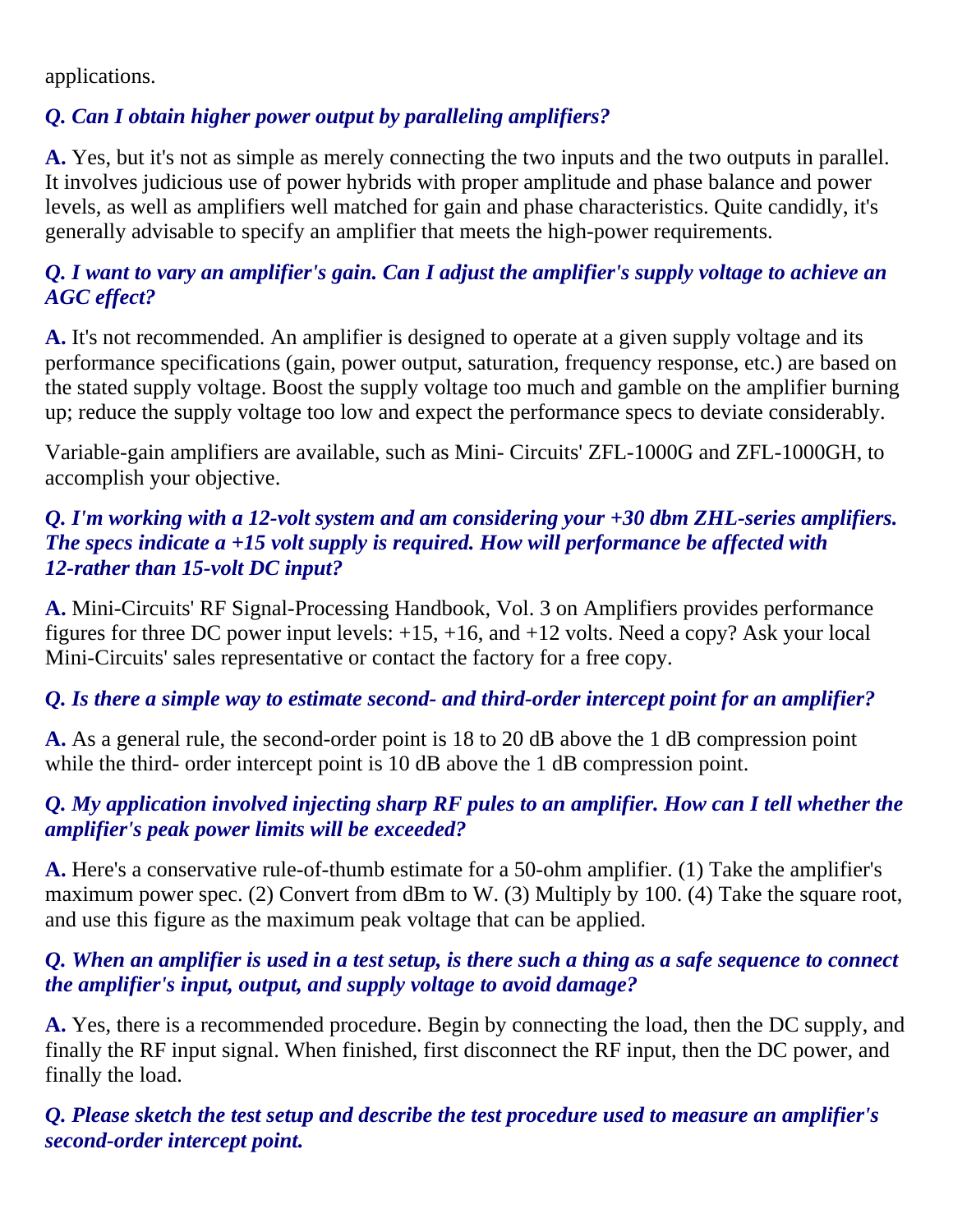applications.

***Q. Can I obtain higher power output by paralleling amplifiers?***

**A.** Yes, but it's not as simple as merely connecting the two inputs and the two outputs in parallel. It involves judicious use of power hybrids with proper amplitude and phase balance and power levels, as well as amplifiers well matched for gain and phase characteristics. Quite candidly, it's generally advisable to specify an amplifier that meets the high-power requirements.

***Q. I want to vary an amplifier's gain. Can I adjust the amplifier's supply voltage to achieve an AGC effect?***

**A.** It's not recommended. An amplifier is designed to operate at a given supply voltage and its performance specifications (gain, power output, saturation, frequency response, etc.) are based on the stated supply voltage. Boost the supply voltage too much and gamble on the amplifier burning up; reduce the supply voltage too low and expect the performance specs to deviate considerably.

Variable-gain amplifiers are available, such as Mini- Circuits' ZFL-1000G and ZFL-1000GH, to accomplish your objective.

***Q. I'm working with a 12-volt system and am considering your +30 dbm ZHL-series amplifiers. The specs indicate a +15 volt supply is required. How will performance be affected with 12-rather than 15-volt DC input?***

**A.** Mini-Circuits' RF Signal-Processing Handbook, Vol. 3 on Amplifiers provides performance figures for three DC power input levels: +15, +16, and +12 volts. Need a copy? Ask your local Mini-Circuits' sales representative or contact the factory for a free copy.

***Q. Is there a simple way to estimate second- and third-order intercept point for an amplifier?***

**A.** As a general rule, the second-order point is 18 to 20 dB above the 1 dB compression point while the third- order intercept point is 10 dB above the 1 dB compression point.

***Q. My application involved injecting sharp RF pules to an amplifier. How can I tell whether the amplifier's peak power limits will be exceeded?***

**A.** Here's a conservative rule-of-thumb estimate for a 50-ohm amplifier. (1) Take the amplifier's maximum power spec. (2) Convert from dBm to W. (3) Multiply by 100. (4) Take the square root, and use this figure as the maximum peak voltage that can be applied.

***Q. When an amplifier is used in a test setup, is there such a thing as a safe sequence to connect the amplifier's input, output, and supply voltage to avoid damage?***

**A.** Yes, there is a recommended procedure. Begin by connecting the load, then the DC supply, and finally the RF input signal. When finished, first disconnect the RF input, then the DC power, and finally the load.

***Q. Please sketch the test setup and describe the test procedure used to measure an amplifier's second-order intercept point.***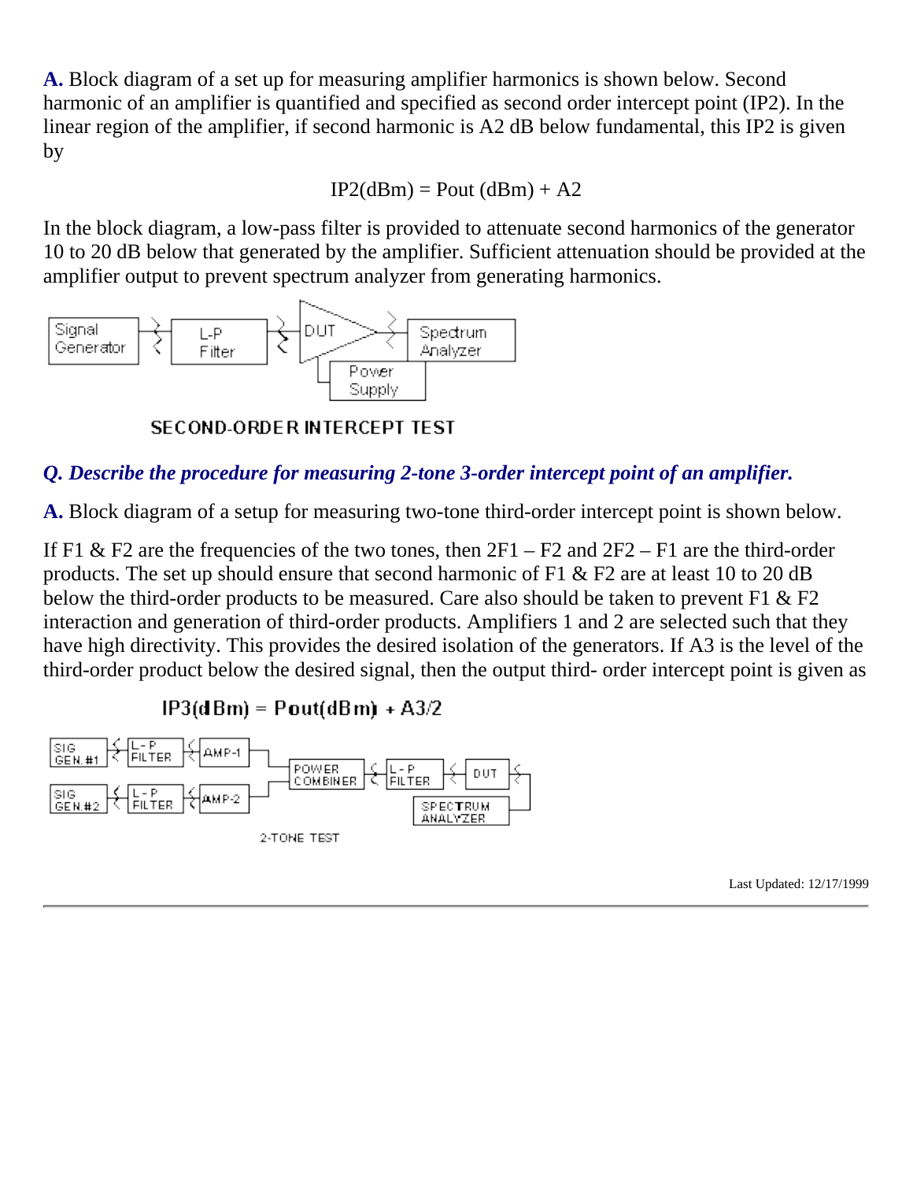**A.** Block diagram of a set up for measuring amplifier harmonics is shown below. Second harmonic of an amplifier is quantified and specified as second order intercept point (IP2). In the linear region of the amplifier, if second harmonic is A2 dB below fundamental, this IP2 is given by

$$IP2(dBm) = Pout\ (dBm) + A2$$

In the block diagram, a low-pass filter is provided to attenuate second harmonics of the generator 10 to 20 dB below that generated by the amplifier. Sufficient attenuation should be provided at the amplifier output to prevent spectrum analyzer from generating harmonics.

Signal Generator
L-P Filter
DUT
Spectrum Analyzer
Power Supply

SECOND-ORDER INTERCEPT TEST

***Q. Describe the procedure for measuring 2-tone 3-order intercept point of an amplifier.***

**A.** Block diagram of a setup for measuring two-tone third-order intercept point is shown below.

If F1 & F2 are the frequencies of the two tones, then 2F1 – F2 and 2F2 – F1 are the third-order products. The set up should ensure that second harmonic of F1 & F2 are at least 10 to 20 dB below the third-order products to be measured. Care also should be taken to prevent F1 & F2 interaction and generation of third-order products. Amplifiers 1 and 2 are selected such that they have high directivity. This provides the desired isolation of the generators. If A3 is the level of the third-order product below the desired signal, then the output third- order intercept point is given as

$$IP3(dBm) = Pout(dBm) + A3/2$$

SIG GEN.#1
L-P FILTER
AMP-1
SIG GEN.#2
L-P FILTER
AMP-2
POWER COMBINER
L-P FILTER
DUT
SPECTRUM ANALYZER

2-TONE TEST

Last Updated: 12/17/1999